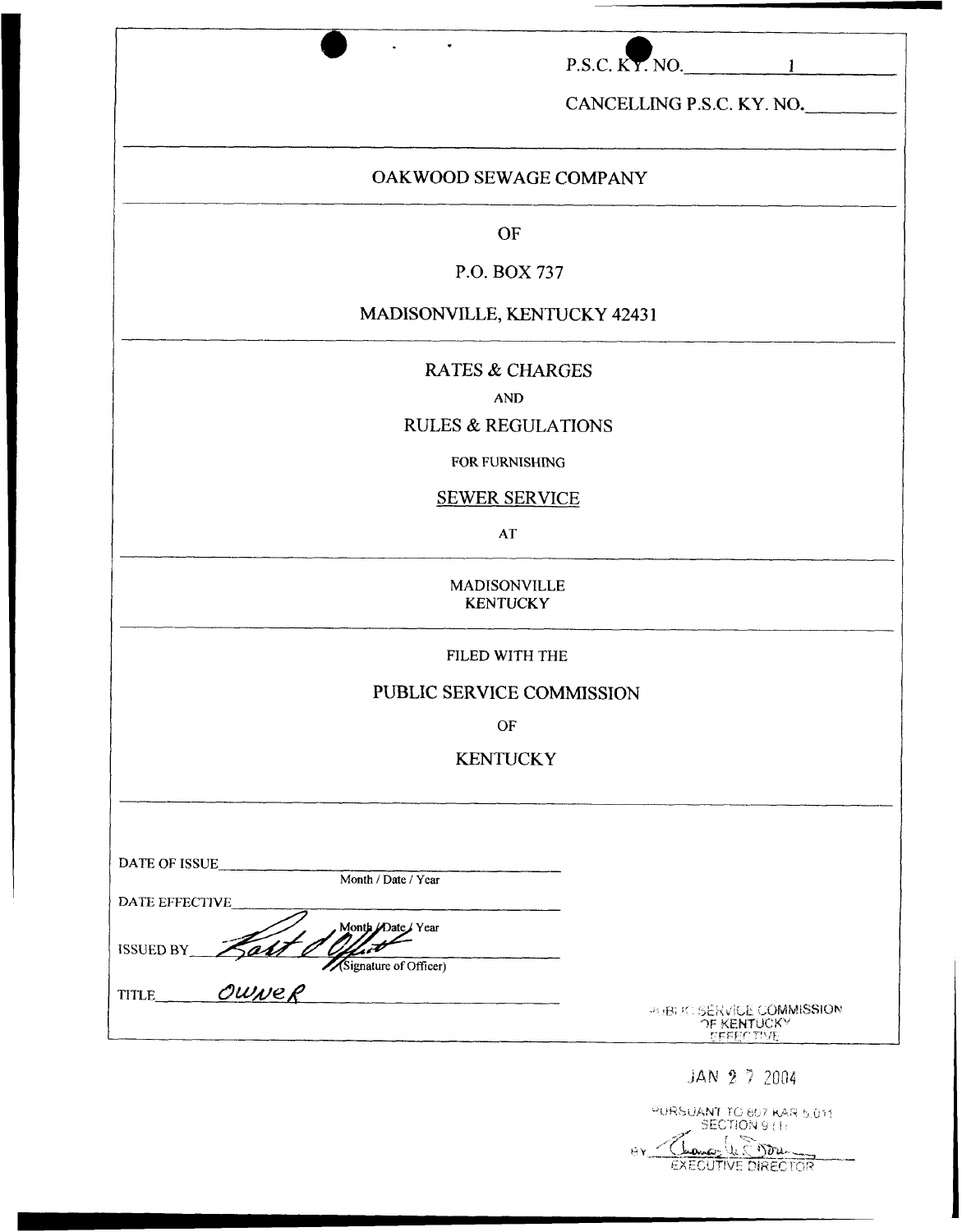P.S.C. KY. NO. 1

CANCELLING P.S.C. KY. NO. ________

# OAKWOOD SEWAGE COMPANY

OF

P.O. BOX 737

MADISONVILLE, KENTUCKY 42431

## RATES & CHARGES

AND

## RULES & REGULATIONS

FOR FURNISHING

SEWER SERVICE

AT

MADISONVILLE
KENTUCKY

FILED WITH THE

PUBLIC SERVICE COMMISSION

OF

KENTUCKY

DATE OF ISSUE ____________________
Month / Date / Year

DATE EFFECTIVE ____________________
Month / Date / Year

ISSUED BY Kent O'Offutt
(Signature of Officer)

TITLE Owner

PUBLIC SERVICE COMMISSION
OF KENTUCKY
EFFECTIVE

JAN 27 2004

PURSUANT TO 807 KAR 5:011
SECTION 9 (1)

BY Thomas W. Dorman
EXECUTIVE DIRECTOR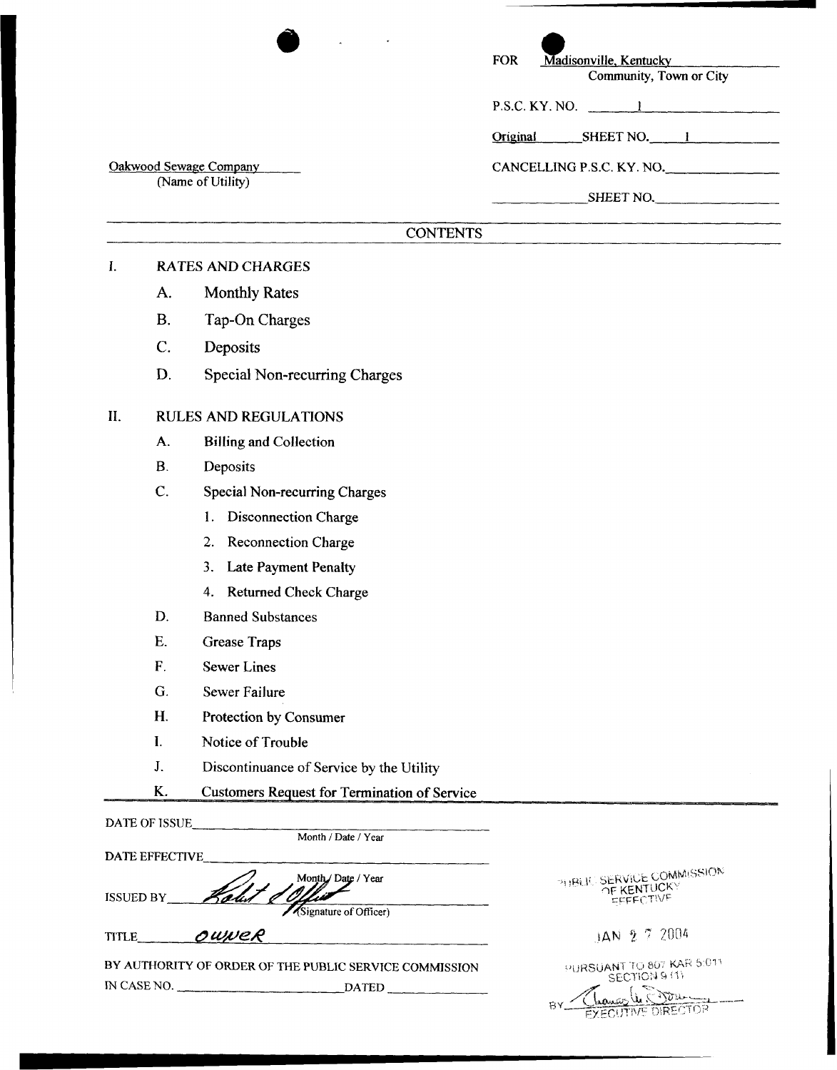FOR Madisonville, Kentucky
Community, Town or City

P.S.C. KY. NO. 1

Original SHEET NO. 1

Oakwood Sewage Company
(Name of Utility)

CANCELLING P.S.C. KY. NO. ______

______ SHEET NO. ______

## CONTENTS

I. RATES AND CHARGES

- A. Monthly Rates
- B. Tap-On Charges
- C. Deposits
- D. Special Non-recurring Charges

II. RULES AND REGULATIONS

- A. Billing and Collection
- B. Deposits
- C. Special Non-recurring Charges
  1. Disconnection Charge
  2. Reconnection Charge
  3. Late Payment Penalty
  4. Returned Check Charge
- D. Banned Substances
- E. Grease Traps
- F. Sewer Lines
- G. Sewer Failure
- H. Protection by Consumer
- I. Notice of Trouble
- J. Discontinuance of Service by the Utility
- K. Customers Request for Termination of Service

DATE OF ISSUE ______
Month / Date / Year

DATE EFFECTIVE ______
Month / Date / Year

ISSUED BY Robert J. Offutt
(Signature of Officer)

TITLE Owner

BY AUTHORITY OF ORDER OF THE PUBLIC SERVICE COMMISSION
IN CASE NO. ______ DATED ______

PUBLIC SERVICE COMMISSION
OF KENTUCKY
EFFECTIVE

JAN 27 2004

PURSUANT TO 807 KAR 5:011
SECTION 9 (1)

BY ______
EXECUTIVE DIRECTOR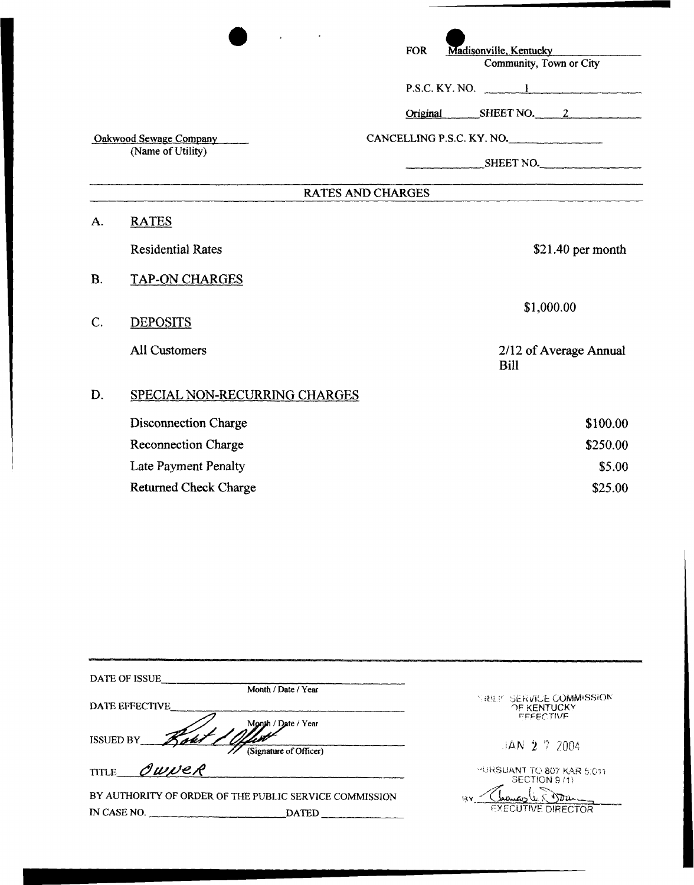FOR Madisonville, Kentucky
Community, Town or City

P.S.C. KY. NO. 1

Original SHEET NO. 2

Oakwood Sewage Company
(Name of Utility)

CANCELLING P.S.C. KY. NO.

SHEET NO.

## RATES AND CHARGES

A. **RATES**

| | |
|---|---|
| Residential Rates | $21.40 per month |

B. **TAP-ON CHARGES**

$1,000.00

C. **DEPOSITS**

| | |
|---|---|
| All Customers | 2/12 of Average Annual Bill |

D. **SPECIAL NON-RECURRING CHARGES**

| | |
|---|---|
| Disconnection Charge | $100.00 |
| Reconnection Charge | $250.00 |
| Late Payment Penalty | $5.00 |
| Returned Check Charge | $25.00 |

DATE OF ISSUE
Month / Date / Year

DATE EFFECTIVE
Month / Date / Year

ISSUED BY *[signature]*
(Signature of Officer)

TITLE *Owner*

BY AUTHORITY OF ORDER OF THE PUBLIC SERVICE COMMISSION
IN CASE NO. DATED

PUBLIC SERVICE COMMISSION
OF KENTUCKY
EFFECTIVE

JAN 2 7 2004

PURSUANT TO 807 KAR 5:011
SECTION 9 (1)

BY *[signature]*
EXECUTIVE DIRECTOR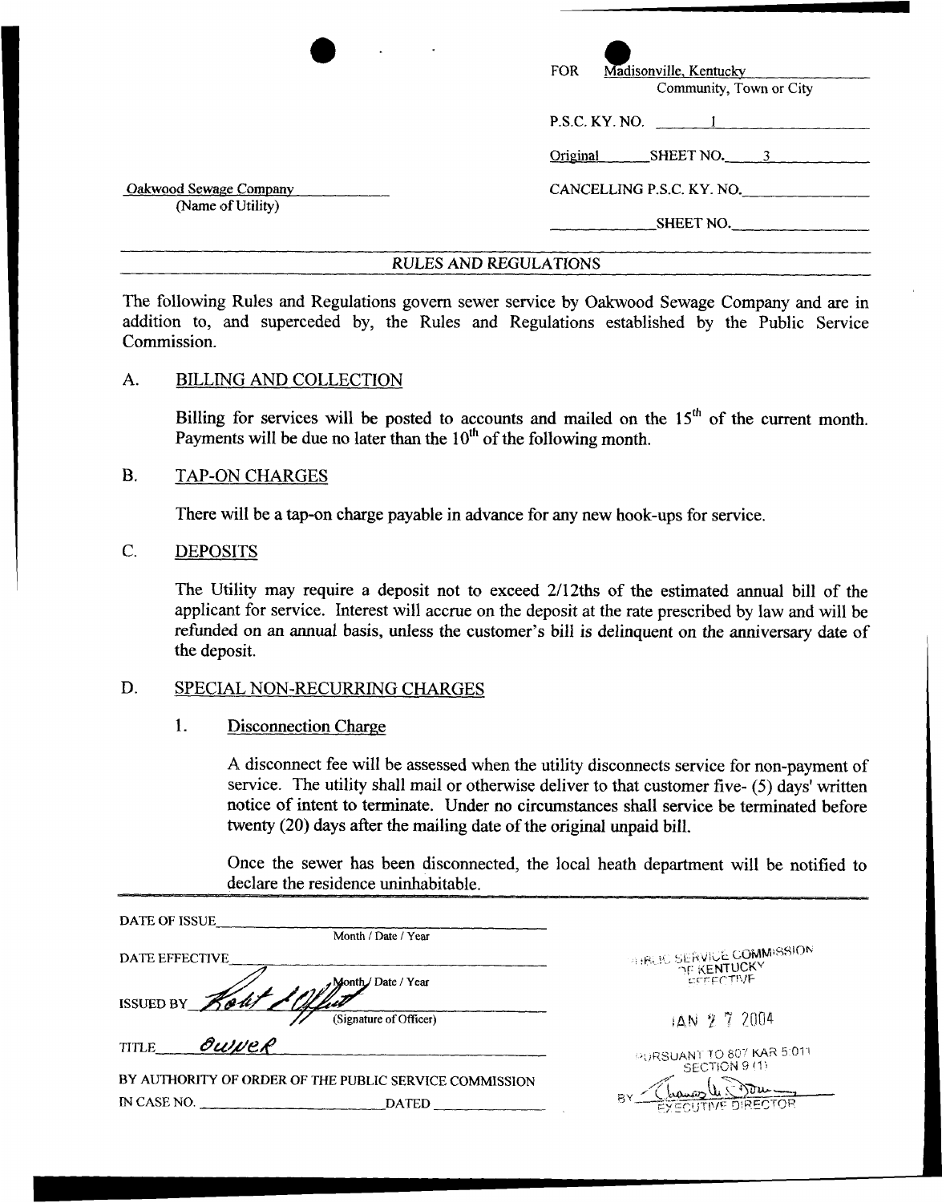FOR Madisonville, Kentucky
Community, Town or City

P.S.C. KY. NO. 1

Original SHEET NO. 3

Oakwood Sewage Company
(Name of Utility)

CANCELLING P.S.C. KY. NO. ______

______ SHEET NO. ______

## RULES AND REGULATIONS

The following Rules and Regulations govern sewer service by Oakwood Sewage Company and are in addition to, and superceded by, the Rules and Regulations established by the Public Service Commission.

### A. BILLING AND COLLECTION

Billing for services will be posted to accounts and mailed on the 15th of the current month. Payments will be due no later than the 10th of the following month.

### B. TAP-ON CHARGES

There will be a tap-on charge payable in advance for any new hook-ups for service.

### C. DEPOSITS

The Utility may require a deposit not to exceed 2/12ths of the estimated annual bill of the applicant for service. Interest will accrue on the deposit at the rate prescribed by law and will be refunded on an annual basis, unless the customer's bill is delinquent on the anniversary date of the deposit.

### D. SPECIAL NON-RECURRING CHARGES

#### 1. Disconnection Charge

A disconnect fee will be assessed when the utility disconnects service for non-payment of service. The utility shall mail or otherwise deliver to that customer five- (5) days' written notice of intent to terminate. Under no circumstances shall service be terminated before twenty (20) days after the mailing date of the original unpaid bill.

Once the sewer has been disconnected, the local heath department will be notified to declare the residence uninhabitable.

DATE OF ISSUE ______
Month / Date / Year

DATE EFFECTIVE ______
Month / Date / Year

ISSUED BY Robt L Offutt
(Signature of Officer)

TITLE Owner

BY AUTHORITY OF ORDER OF THE PUBLIC SERVICE COMMISSION
IN CASE NO. ______ DATED ______

PUBLIC SERVICE COMMISSION
OF KENTUCKY
EFFECTIVE

JAN 27 2004

PURSUANT TO 807 KAR 5:011
SECTION 9 (1)

BY Thomas W. Dorman
EXECUTIVE DIRECTOR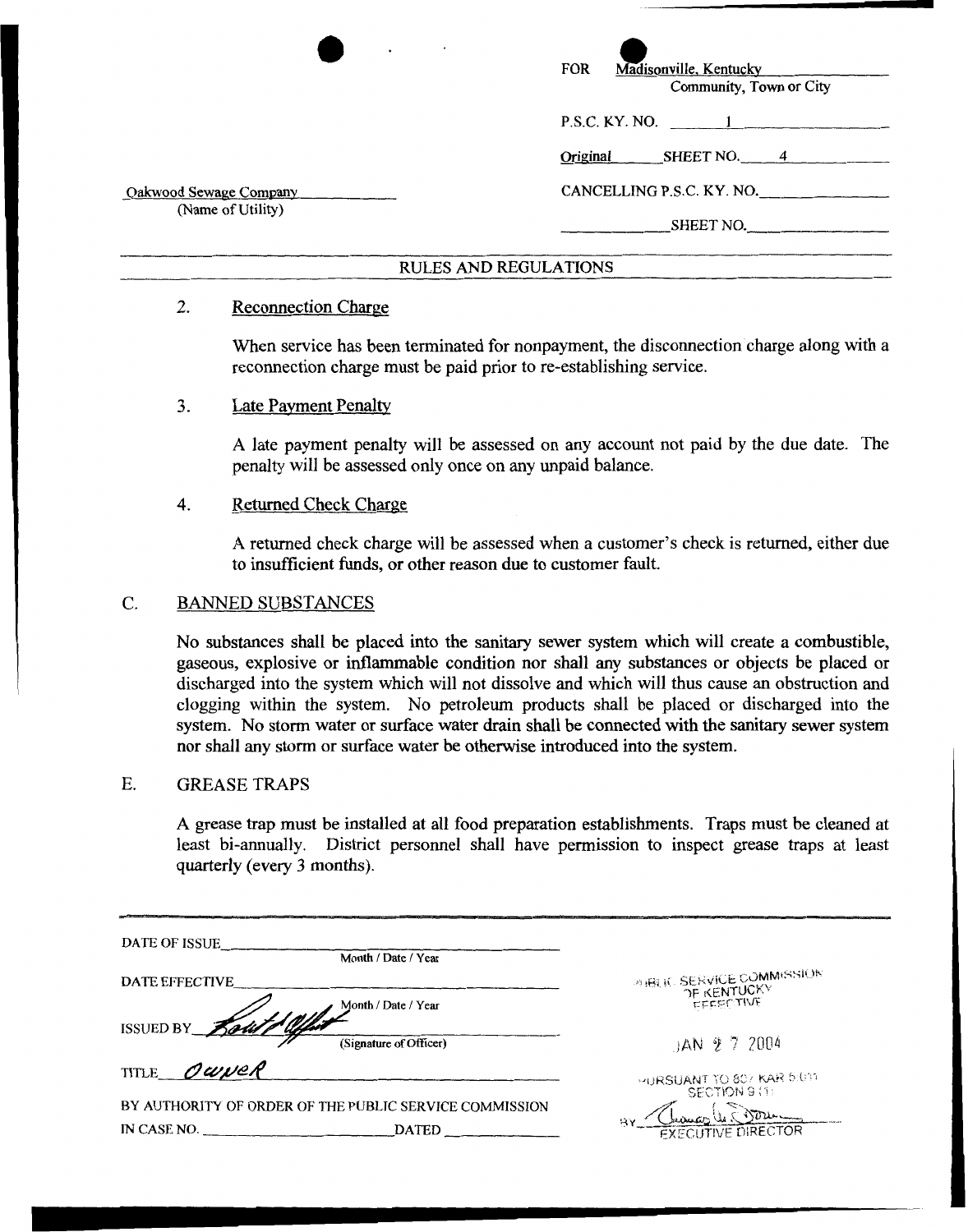FOR Madisonville, Kentucky
Community, Town or City

P.S.C. KY. NO. 1

Original SHEET NO. 4

Oakwood Sewage Company
(Name of Utility)

CANCELLING P.S.C. KY. NO. ______

______ SHEET NO. ______

## RULES AND REGULATIONS

2. Reconnection Charge

   When service has been terminated for nonpayment, the disconnection charge along with a reconnection charge must be paid prior to re-establishing service.

3. Late Payment Penalty

   A late payment penalty will be assessed on any account not paid by the due date. The penalty will be assessed only once on any unpaid balance.

4. Returned Check Charge

   A returned check charge will be assessed when a customer's check is returned, either due to insufficient funds, or other reason due to customer fault.

### C. BANNED SUBSTANCES

No substances shall be placed into the sanitary sewer system which will create a combustible, gaseous, explosive or inflammable condition nor shall any substances or objects be placed or discharged into the system which will not dissolve and which will thus cause an obstruction and clogging within the system. No petroleum products shall be placed or discharged into the system. No storm water or surface water drain shall be connected with the sanitary sewer system nor shall any storm or surface water be otherwise introduced into the system.

### E. GREASE TRAPS

A grease trap must be installed at all food preparation establishments. Traps must be cleaned at least bi-annually. District personnel shall have permission to inspect grease traps at least quarterly (every 3 months).

DATE OF ISSUE ______ Month / Date / Year

DATE EFFECTIVE ______ Month / Date / Year

ISSUED BY ______ (Signature of Officer)

TITLE Owner

BY AUTHORITY OF ORDER OF THE PUBLIC SERVICE COMMISSION IN CASE NO. ______ DATED ______

PUBLIC SERVICE COMMISSION OF KENTUCKY EFFECTIVE

JAN 27 2004

PURSUANT TO 807 KAR 5:011 SECTION 9 (1)

BY ______ EXECUTIVE DIRECTOR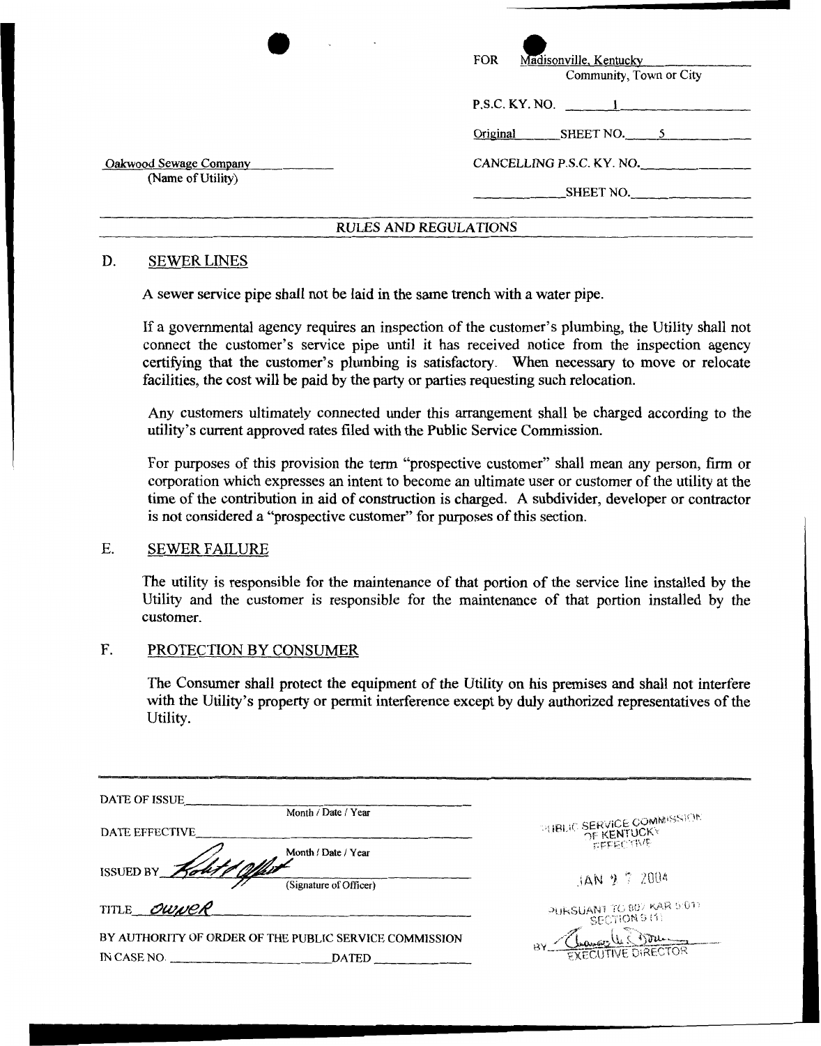FOR Madisonville, Kentucky
Community, Town or City

P.S.C. KY. NO. 1

Original SHEET NO. 5

Oakwood Sewage Company
(Name of Utility)

CANCELLING P.S.C. KY. NO. \_\_\_\_\_\_\_\_

\_\_\_\_\_\_\_\_ SHEET NO. \_\_\_\_\_\_\_\_

## RULES AND REGULATIONS

### D. SEWER LINES

A sewer service pipe shall not be laid in the same trench with a water pipe.

If a governmental agency requires an inspection of the customer's plumbing, the Utility shall not connect the customer's service pipe until it has received notice from the inspection agency certifying that the customer's plumbing is satisfactory. When necessary to move or relocate facilities, the cost will be paid by the party or parties requesting such relocation.

Any customers ultimately connected under this arrangement shall be charged according to the utility's current approved rates filed with the Public Service Commission.

For purposes of this provision the term "prospective customer" shall mean any person, firm or corporation which expresses an intent to become an ultimate user or customer of the utility at the time of the contribution in aid of construction is charged. A subdivider, developer or contractor is not considered a "prospective customer" for purposes of this section.

### E. SEWER FAILURE

The utility is responsible for the maintenance of that portion of the service line installed by the Utility and the customer is responsible for the maintenance of that portion installed by the customer.

### F. PROTECTION BY CONSUMER

The Consumer shall protect the equipment of the Utility on his premises and shall not interfere with the Utility's property or permit interference except by duly authorized representatives of the Utility.

DATE OF ISSUE \_\_\_\_\_\_\_\_
Month / Date / Year

DATE EFFECTIVE \_\_\_\_\_\_\_\_
Month / Date / Year

ISSUED BY [signature]
(Signature of Officer)

TITLE Owner

BY AUTHORITY OF ORDER OF THE PUBLIC SERVICE COMMISSION
IN CASE NO. \_\_\_\_\_\_\_\_ DATED \_\_\_\_\_\_\_\_

PUBLIC SERVICE COMMISSION OF KENTUCKY EFFECTIVE
JAN 27 2004
PURSUANT TO 807 KAR 5:011 SECTION 9 (1)
BY [signature] EXECUTIVE DIRECTOR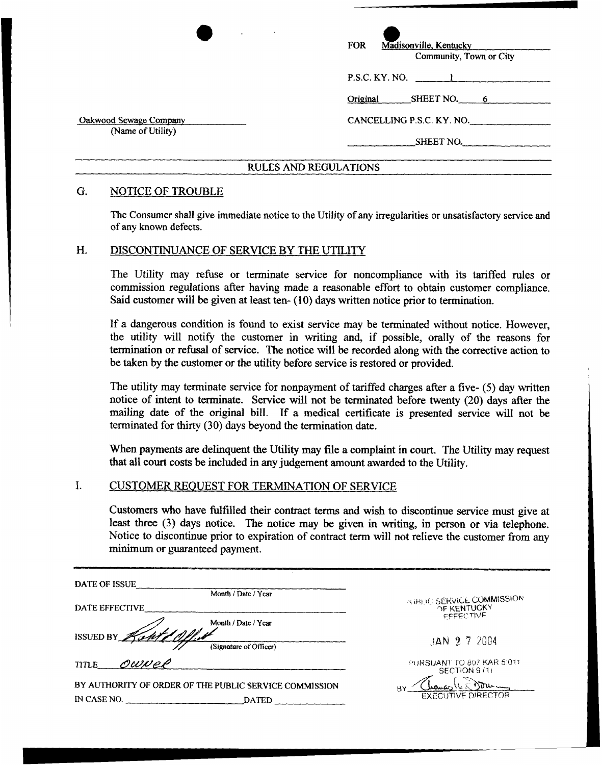FOR Madisonville, Kentucky
Community, Town or City

P.S.C. KY. NO. 1

Original SHEET NO. 6

Oakwood Sewage Company
(Name of Utility)

CANCELLING P.S.C. KY. NO.

SHEET NO.

## RULES AND REGULATIONS

### G. NOTICE OF TROUBLE

The Consumer shall give immediate notice to the Utility of any irregularities or unsatisfactory service and of any known defects.

### H. DISCONTINUANCE OF SERVICE BY THE UTILITY

The Utility may refuse or terminate service for noncompliance with its tariffed rules or commission regulations after having made a reasonable effort to obtain customer compliance. Said customer will be given at least ten- (10) days written notice prior to termination.

If a dangerous condition is found to exist service may be terminated without notice. However, the utility will notify the customer in writing and, if possible, orally of the reasons for termination or refusal of service. The notice will be recorded along with the corrective action to be taken by the customer or the utility before service is restored or provided.

The utility may terminate service for nonpayment of tariffed charges after a five- (5) day written notice of intent to terminate. Service will not be terminated before twenty (20) days after the mailing date of the original bill. If a medical certificate is presented service will not be terminated for thirty (30) days beyond the termination date.

When payments are delinquent the Utility may file a complaint in court. The Utility may request that all court costs be included in any judgement amount awarded to the Utility.

### I. CUSTOMER REQUEST FOR TERMINATION OF SERVICE

Customers who have fulfilled their contract terms and wish to discontinue service must give at least three (3) days notice. The notice may be given in writing, in person or via telephone. Notice to discontinue prior to expiration of contract term will not relieve the customer from any minimum or guaranteed payment.

DATE OF ISSUE ____________________
Month / Date / Year

DATE EFFECTIVE ____________________
Month / Date / Year

ISSUED BY [signature]
(Signature of Officer)

TITLE Owner

BY AUTHORITY OF ORDER OF THE PUBLIC SERVICE COMMISSION
IN CASE NO. ____________ DATED ____________

PUBLIC SERVICE COMMISSION
OF KENTUCKY
EFFECTIVE

JAN 2 7 2004

PURSUANT TO 807 KAR 5:011
SECTION 9 (1)

BY [signature]
EXECUTIVE DIRECTOR